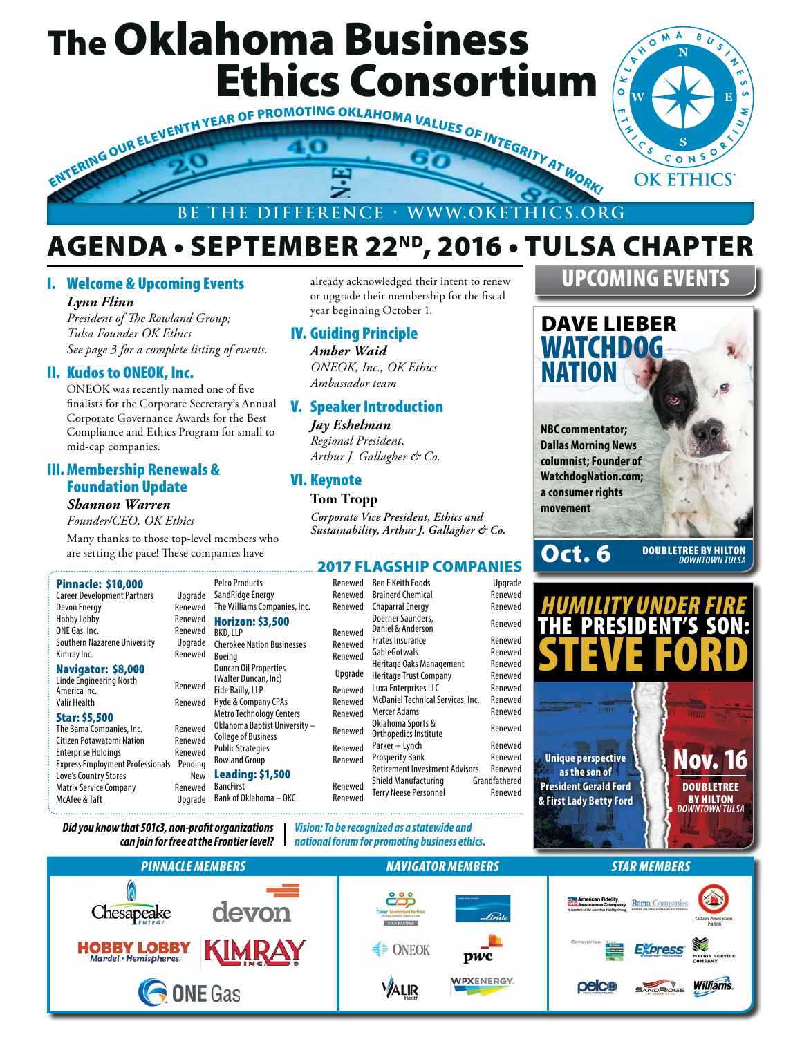# The Oklahoma Business Ethics Consortium

ENTERING OUR ELEVENTH YEAR OF PROMOTING OKLAHOMA VALUES OF INTEGRITY AT WORK!

OK ETHICS

BE THE DIFFERENCE • WWW.OKETHICS.ORG

## AGENDA • SEPTEMBER 22ND, 2016 • TULSA CHAPTER

### I. Welcome & Upcoming Events

***Lynn Flinn***

*President of The Rowland Group; Tulsa Founder OK Ethics*

*See page 3 for a complete listing of events.*

### II. Kudos to ONEOK, Inc.

ONEOK was recently named one of five finalists for the Corporate Secretary's Annual Corporate Governance Awards for the Best Compliance and Ethics Program for small to mid-cap companies.

### III. Membership Renewals & Foundation Update

***Shannon Warren***

*Founder/CEO, OK Ethics*

Many thanks to those top-level members who are setting the pace! These companies have already acknowledged their intent to renew or upgrade their membership for the fiscal year beginning October 1.

### IV. Guiding Principle

***Amber Waid***

*ONEOK, Inc., OK Ethics Ambassador team*

### V. Speaker Introduction

***Jay Eshelman***

*Regional President, Arthur J. Gallagher & Co.*

### VI. Keynote

**Tom Tropp**

*Corporate Vice President, Ethics and Sustainability, Arthur J. Gallagher & Co.*

## 2017 FLAGSHIP COMPANIES

**Pinnacle: $10,000**

| Company | Status |
|---|---|
| Career Development Partners | Upgrade |
| Devon Energy | Renewed |
| Hobby Lobby | Renewed |
| ONE Gas, Inc. | Renewed |
| Southern Nazarene University | Upgrade |
| Kimray Inc. | Renewed |

**Navigator: $8,000**

| Company | Status |
|---|---|
| Linde Engineering North America Inc. | Renewed |
| Valir Health | Renewed |

**Star: $5,500**

| Company | Status |
|---|---|
| The Bama Companies, Inc. | Renewed |
| Citizen Potawatomi Nation | Renewed |
| Enterprise Holdings | Renewed |
| Express Employment Professionals | Pending |
| Love's Country Stores | New |
| Matrix Service Company | Renewed |
| McAfee & Taft | Upgrade |
| Pelco Products | Renewed |
| SandRidge Energy | Renewed |
| The Williams Companies, Inc. | Renewed |

**Horizon: $3,500**

| Company | Status |
|---|---|
| BKD, LLP | Renewed |
| Cherokee Nation Businesses | Renewed |
| Boeing | Renewed |
| Duncan Oil Properties (Walter Duncan, Inc) | Upgrade |
| Eide Bailly, LLP | Renewed |
| Hyde & Company CPAs | Renewed |
| Metro Technology Centers | Renewed |
| Oklahoma Baptist University – College of Business | Renewed |
| Public Strategies | Renewed |
| Rowland Group | Renewed |

**Leading: $1,500**

| Company | Status |
|---|---|
| BancFirst | Renewed |
| Bank of Oklahoma – OKC | Renewed |
| Ben E Keith Foods | Upgrade |
| Brainerd Chemical | Renewed |
| Chaparral Energy | Renewed |
| Doerner Saunders, Daniel & Anderson | Renewed |
| Frates Insurance | Renewed |
| GableGotwals | Renewed |
| Heritage Oaks Management | Renewed |
| Heritage Trust Company | Renewed |
| Luxa Enterprises LLC | Renewed |
| McDaniel Technical Services, Inc. | Renewed |
| Mercer Adams | Renewed |
| Oklahoma Sports & Orthopedics Institute | Renewed |
| Parker + Lynch | Renewed |
| Prosperity Bank | Renewed |
| Retirement Investment Advisors | Renewed |
| Shield Manufacturing | Grandfathered |
| Terry Neese Personnel | Renewed |

***Did you know that 501c3, non-profit organizations can join for free at the Frontier level?***

***Vision: To be recognized as a statewide and national forum for promoting business ethics.***

## UPCOMING EVENTS

### DAVE LIEBER WATCHDOG NATION

NBC commentator; Dallas Morning News columnist; Founder of WatchdogNation.com; a consumer rights movement

**Oct. 6** — DOUBLETREE BY HILTON *DOWNTOWN TULSA*

### HUMILITY UNDER FIRE — THE PRESIDENT'S SON: STEVE FORD

Unique perspective as the son of President Gerald Ford & First Lady Betty Ford

**Nov. 16** — DOUBLETREE BY HILTON *DOWNTOWN TULSA*

## PINNACLE MEMBERS

Chesapeake Energy, devon, Hobby Lobby (Mardel • Hemispheres), Kimray Inc., ONE Gas

## NAVIGATOR MEMBERS

Career Development Partners, Linde, ONEOK, pwc, Valir Health, WPX Energy

## STAR MEMBERS

American Fidelity Assurance Company, Bama Companies, Citizen Potawatomi Nation, Enterprise, Express Employment Professionals, Matrix Service Company, pelco, SandRidge, Williams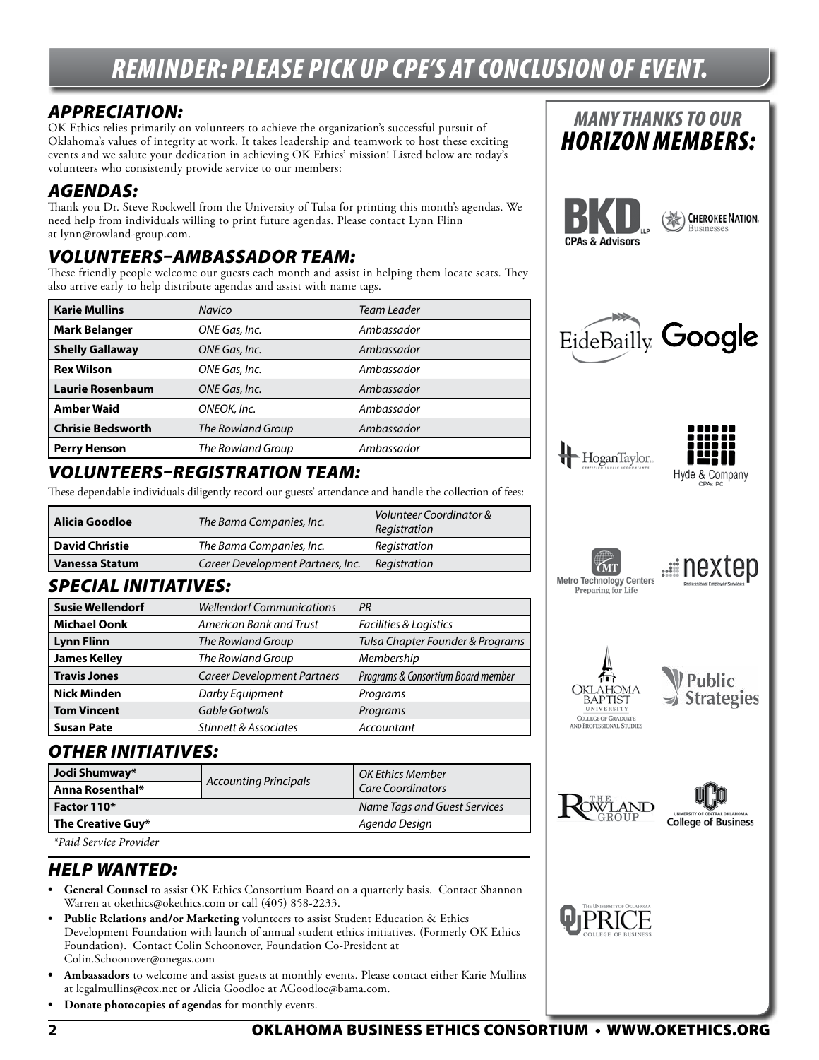# REMINDER: PLEASE PICK UP CPE'S AT CONCLUSION OF EVENT.

## APPRECIATION:

OK Ethics relies primarily on volunteers to achieve the organization's successful pursuit of Oklahoma's values of integrity at work. It takes leadership and teamwork to host these exciting events and we salute your dedication in achieving OK Ethics' mission! Listed below are today's volunteers who consistently provide service to our members:

## AGENDAS:

Thank you Dr. Steve Rockwell from the University of Tulsa for printing this month's agendas. We need help from individuals willing to print future agendas. Please contact Lynn Flinn at lynn@rowland-group.com.

## VOLUNTEERS–AMBASSADOR TEAM:

These friendly people welcome our guests each month and assist in helping them locate seats. They also arrive early to help distribute agendas and assist with name tags.

| | | |
|---|---|---|
| **Karie Mullins** | *Navico* | *Team Leader* |
| **Mark Belanger** | *ONE Gas, Inc.* | *Ambassador* |
| **Shelly Gallaway** | *ONE Gas, Inc.* | *Ambassador* |
| **Rex Wilson** | *ONE Gas, Inc.* | *Ambassador* |
| **Laurie Rosenbaum** | *ONE Gas, Inc.* | *Ambassador* |
| **Amber Waid** | *ONEOK, Inc.* | *Ambassador* |
| **Chrisie Bedsworth** | *The Rowland Group* | *Ambassador* |
| **Perry Henson** | *The Rowland Group* | *Ambassador* |

## VOLUNTEERS–REGISTRATION TEAM:

These dependable individuals diligently record our guests' attendance and handle the collection of fees:

| | | |
|---|---|---|
| **Alicia Goodloe** | *The Bama Companies, Inc.* | *Volunteer Coordinator & Registration* |
| **David Christie** | *The Bama Companies, Inc.* | *Registration* |
| **Vanessa Statum** | *Career Development Partners, Inc.* | *Registration* |

## SPECIAL INITIATIVES:

| | | |
|---|---|---|
| **Susie Wellendorf** | *Wellendorf Communications* | *PR* |
| **Michael Oonk** | *American Bank and Trust* | *Facilities & Logistics* |
| **Lynn Flinn** | *The Rowland Group* | *Tulsa Chapter Founder & Programs* |
| **James Kelley** | *The Rowland Group* | *Membership* |
| **Travis Jones** | *Career Development Partners* | *Programs & Consortium Board member* |
| **Nick Minden** | *Darby Equipment* | *Programs* |
| **Tom Vincent** | *Gable Gotwals* | *Programs* |
| **Susan Pate** | *Stinnett & Associates* | *Accountant* |

## OTHER INITIATIVES:

| | | |
|---|---|---|
| **Jodi Shumway*** | *Accounting Principals* | *OK Ethics Member Care Coordinators* |
| **Anna Rosenthal*** | | |
| **Factor 110*** | | *Name Tags and Guest Services* |
| **The Creative Guy*** | | *Agenda Design* |

*\*Paid Service Provider*

## HELP WANTED:

- **General Counsel** to assist OK Ethics Consortium Board on a quarterly basis. Contact Shannon Warren at okethics@okethics.com or call (405) 858-2233.
- **Public Relations and/or Marketing** volunteers to assist Student Education & Ethics Development Foundation with launch of annual student ethics initiatives. (Formerly OK Ethics Foundation). Contact Colin Schoonover, Foundation Co-President at Colin.Schoonover@onegas.com
- **Ambassadors** to welcome and assist guests at monthly events. Please contact either Karie Mullins at legalmullins@cox.net or Alicia Goodloe at AGoodloe@bama.com.
- **Donate photocopies of agendas** for monthly events.

## MANY THANKS TO OUR HORIZON MEMBERS:

BKD LLP CPAs & Advisors; Cherokee Nation Businesses; EideBailly; Google; HoganTaylor; Hyde & Company CPAs PC; Metro Technology Centers – Preparing for Life; nextep Professional Employer Services; Oklahoma Baptist University College of Graduate and Professional Studies; Public Strategies; The Rowland Group; University of Central Oklahoma College of Business; The University of Oklahoma Price College of Business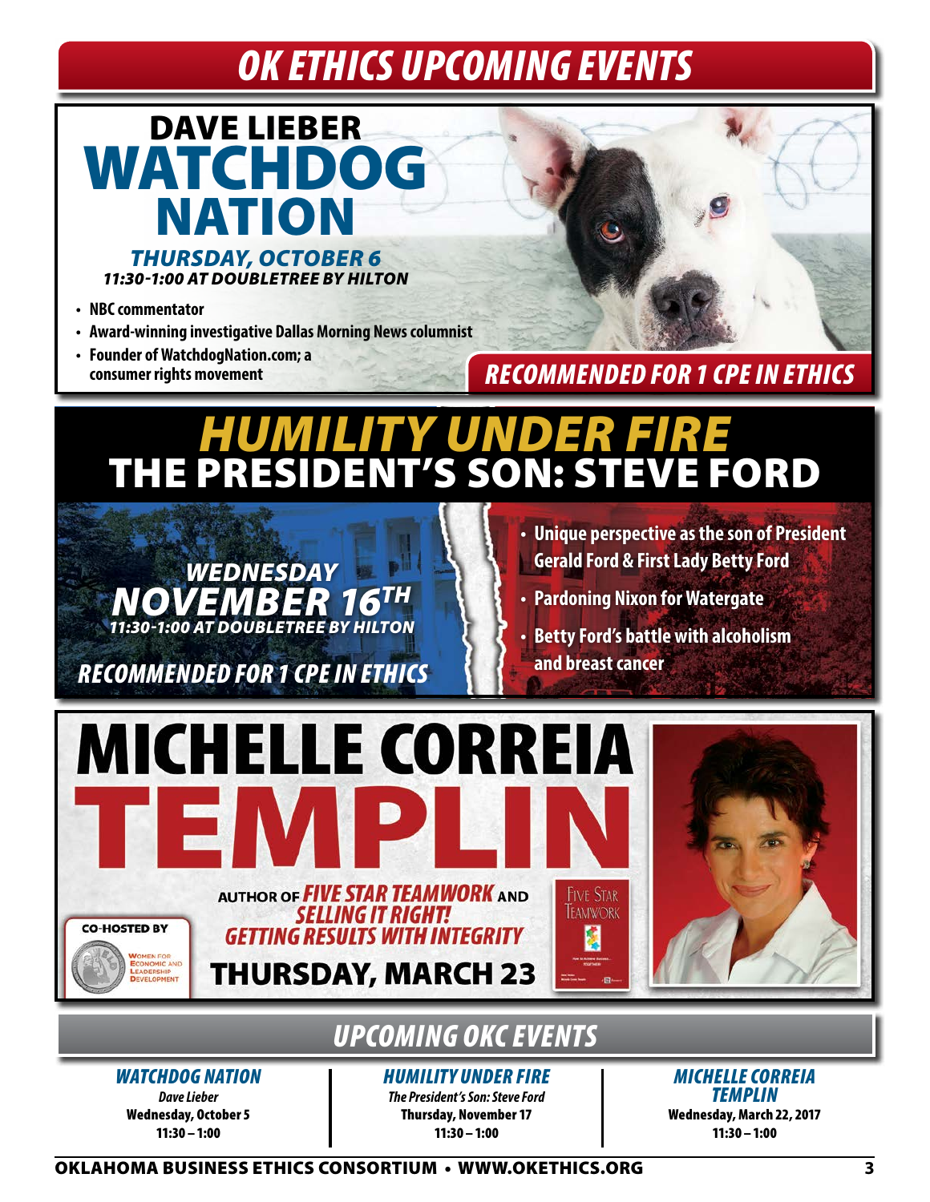# OK ETHICS UPCOMING EVENTS

## DAVE LIEBER WATCHDOG NATION

***THURSDAY, OCTOBER 6***
***11:30-1:00 AT DOUBLETREE BY HILTON***

- **NBC commentator**
- **Award-winning investigative Dallas Morning News columnist**
- **Founder of WatchdogNation.com; a consumer rights movement**

***RECOMMENDED FOR 1 CPE IN ETHICS***

## *HUMILITY UNDER FIRE* THE PRESIDENT'S SON: STEVE FORD

***WEDNESDAY NOVEMBER 16TH***
***11:30-1:00 AT DOUBLETREE BY HILTON***

***RECOMMENDED FOR 1 CPE IN ETHICS***

- **Unique perspective as the son of President Gerald Ford & First Lady Betty Ford**
- **Pardoning Nixon for Watergate**
- **Betty Ford's battle with alcoholism and breast cancer**

## MICHELLE CORREIA TEMPLIN

AUTHOR OF ***FIVE STAR TEAMWORK*** AND ***SELLING IT RIGHT! GETTING RESULTS WITH INTEGRITY***

**THURSDAY, MARCH 23**

CO-HOSTED BY Women for Economic and Leadership Development

## *UPCOMING OKC EVENTS*

***WATCHDOG NATION***
*Dave Lieber*
**Wednesday, October 5**
**11:30 – 1:00**

***HUMILITY UNDER FIRE***
*The President's Son: Steve Ford*
**Thursday, November 17**
**11:30 – 1:00**

***MICHELLE CORREIA TEMPLIN***
**Wednesday, March 22, 2017**
**11:30 – 1:00**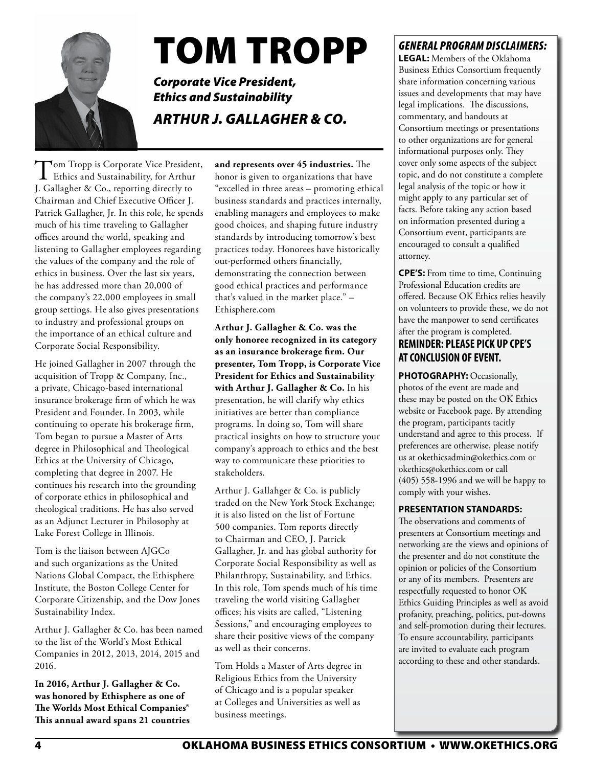# TOM TROPP

***Corporate Vice President, Ethics and Sustainability***

***ARTHUR J. GALLAGHER & CO.***

Tom Tropp is Corporate Vice President, Ethics and Sustainability, for Arthur J. Gallagher & Co., reporting directly to Chairman and Chief Executive Officer J. Patrick Gallagher, Jr. In this role, he spends much of his time traveling to Gallagher offices around the world, speaking and listening to Gallagher employees regarding the values of the company and the role of ethics in business. Over the last six years, he has addressed more than 20,000 of the company's 22,000 employees in small group settings. He also gives presentations to industry and professional groups on the importance of an ethical culture and Corporate Social Responsibility.

He joined Gallagher in 2007 through the acquisition of Tropp & Company, Inc., a private, Chicago-based international insurance brokerage firm of which he was President and Founder. In 2003, while continuing to operate his brokerage firm, Tom began to pursue a Master of Arts degree in Philosophical and Theological Ethics at the University of Chicago, completing that degree in 2007. He continues his research into the grounding of corporate ethics in philosophical and theological traditions. He has also served as an Adjunct Lecturer in Philosophy at Lake Forest College in Illinois.

Tom is the liaison between AJGCo and such organizations as the United Nations Global Compact, the Ethisphere Institute, the Boston College Center for Corporate Citizenship, and the Dow Jones Sustainability Index.

Arthur J. Gallagher & Co. has been named to the list of the World's Most Ethical Companies in 2012, 2013, 2014, 2015 and 2016.

**In 2016, Arthur J. Gallagher & Co. was honored by Ethisphere as one of The Worlds Most Ethical Companies® This annual award spans 21 countries and represents over 45 industries.** The honor is given to organizations that have "excelled in three areas – promoting ethical business standards and practices internally, enabling managers and employees to make good choices, and shaping future industry standards by introducing tomorrow's best practices today. Honorees have historically out-performed others financially, demonstrating the connection between good ethical practices and performance that's valued in the market place." – Ethisphere.com

**Arthur J. Gallagher & Co. was the only honoree recognized in its category as an insurance brokerage firm. Our presenter, Tom Tropp, is Corporate Vice President for Ethics and Sustainability with Arthur J. Gallagher & Co.** In his presentation, he will clarify why ethics initiatives are better than compliance programs. In doing so, Tom will share practical insights on how to structure your company's approach to ethics and the best way to communicate these priorities to stakeholders.

Arthur J. Gallahger & Co. is publicly traded on the New York Stock Exchange; it is also listed on the list of Fortune 500 companies. Tom reports directly to Chairman and CEO, J. Patrick Gallagher, Jr. and has global authority for Corporate Social Responsibility as well as Philanthropy, Sustainability, and Ethics. In this role, Tom spends much of his time traveling the world visiting Gallagher offices; his visits are called, "Listening Sessions," and encouraging employees to share their positive views of the company as well as their concerns.

Tom Holds a Master of Arts degree in Religious Ethics from the University of Chicago and is a popular speaker at Colleges and Universities as well as business meetings.

## *GENERAL PROGRAM DISCLAIMERS:*

**LEGAL:** Members of the Oklahoma Business Ethics Consortium frequently share information concerning various issues and developments that may have legal implications. The discussions, commentary, and handouts at Consortium meetings or presentations to other organizations are for general informational purposes only. They cover only some aspects of the subject topic, and do not constitute a complete legal analysis of the topic or how it might apply to any particular set of facts. Before taking any action based on information presented during a Consortium event, participants are encouraged to consult a qualified attorney.

**CPE'S:** From time to time, Continuing Professional Education credits are offered. Because OK Ethics relies heavily on volunteers to provide these, we do not have the manpower to send certificates after the program is completed.

**REMINDER: PLEASE PICK UP CPE'S AT CONCLUSION OF EVENT.**

**PHOTOGRAPHY:** Occasionally, photos of the event are made and these may be posted on the OK Ethics website or Facebook page. By attending the program, participants tacitly understand and agree to this process. If preferences are otherwise, please notify us at okethicsadmin@okethics.com or okethics@okethics.com or call (405) 558-1996 and we will be happy to comply with your wishes.

**PRESENTATION STANDARDS:** The observations and comments of presenters at Consortium meetings and networking are the views and opinions of the presenter and do not constitute the opinion or policies of the Consortium or any of its members. Presenters are respectfully requested to honor OK Ethics Guiding Principles as well as avoid profanity, preaching, politics, put-downs and self-promotion during their lectures. To ensure accountability, participants are invited to evaluate each program according to these and other standards.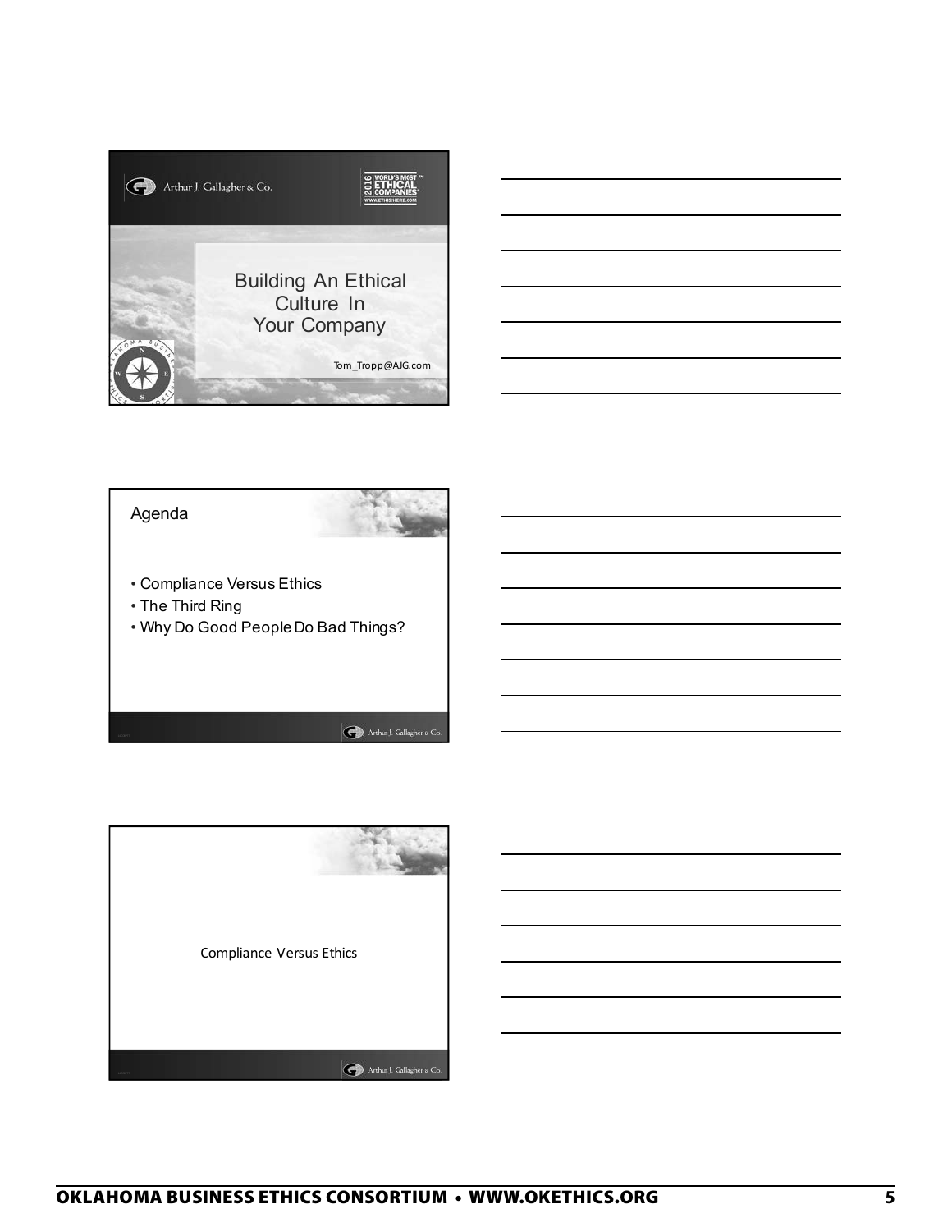Arthur J. Gallagher & Co.

2016 WORLD'S MOST ETHICAL COMPANIES
WWW.ETHISPHERE.COM

# Building An Ethical Culture In Your Company

Tom_Tropp@AJG.com

## Agenda

- Compliance Versus Ethics
- The Third Ring
- Why Do Good People Do Bad Things?

Arthur J. Gallagher & Co.

## Compliance Versus Ethics

Arthur J. Gallagher & Co.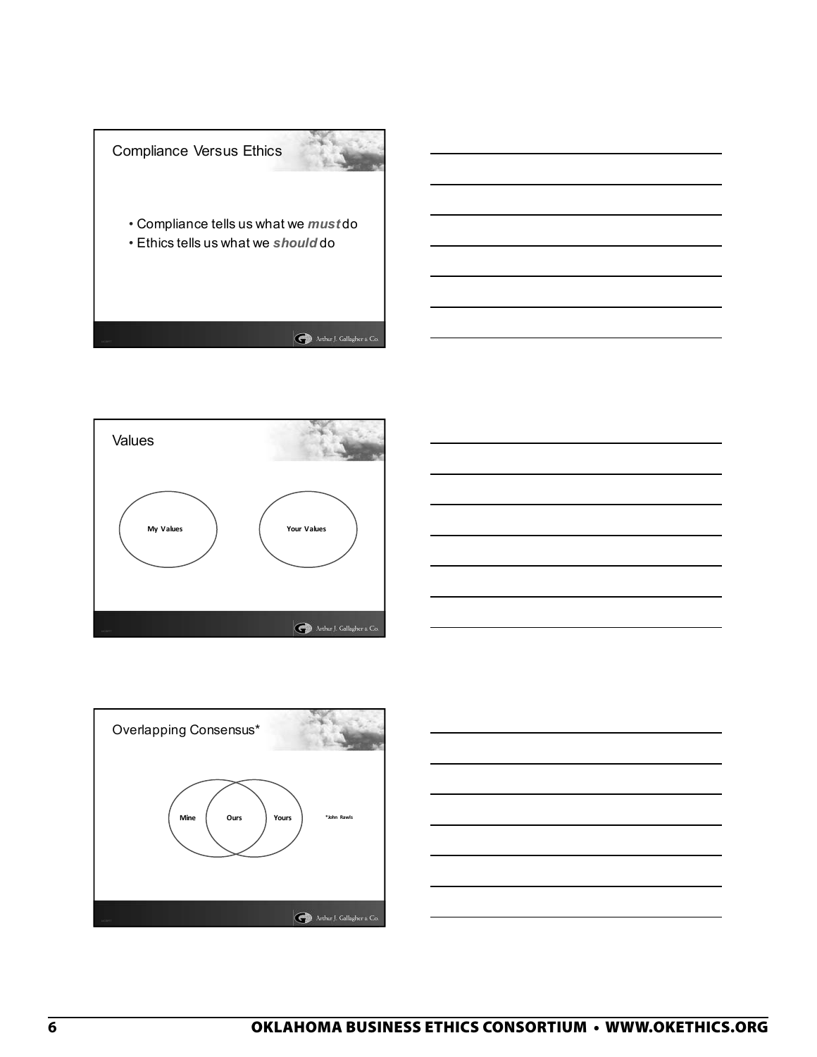## Compliance Versus Ethics

- Compliance tells us what we ***must*** do
- Ethics tells us what we ***should*** do

## Values

My Values

Your Values

## Overlapping Consensus*

Mine

Ours

Yours

*John Rawls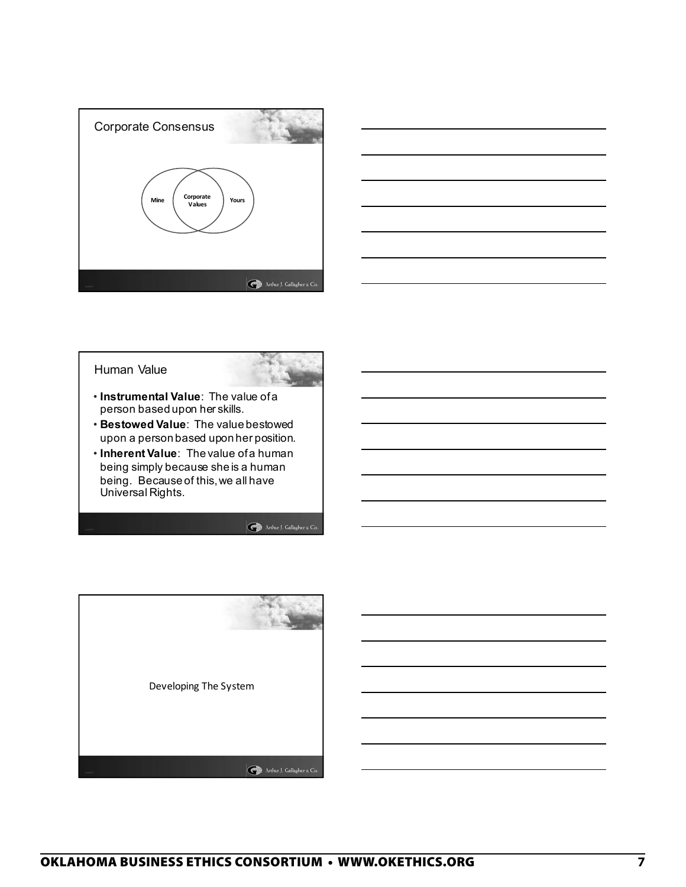## Corporate Consensus

Mine | Corporate Values | Yours

## Human Value

- **Instrumental Value**: The value of a person based upon her skills.
- **Bestowed Value**: The value bestowed upon a person based upon her position.
- **Inherent Value**: The value of a human being simply because she is a human being. Because of this, we all have Universal Rights.

## Developing The System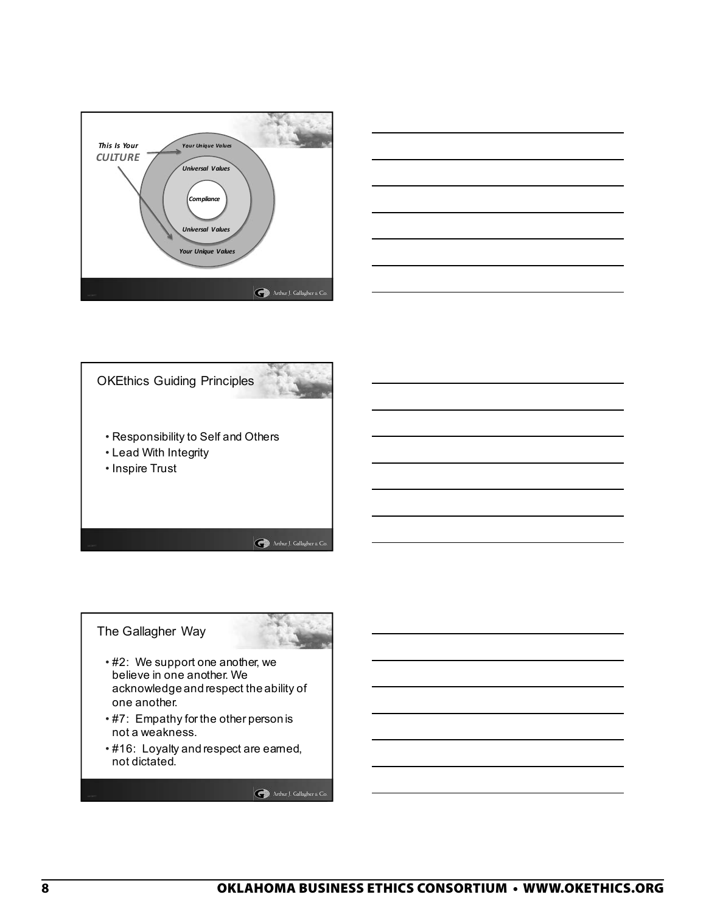This Is Your **CULTURE**

*Your Unique Values*

*Universal Values*

*Compliance*

*Universal Values*

*Your Unique Values*

## OKEthics Guiding Principles

- Responsibility to Self and Others
- Lead With Integrity
- Inspire Trust

## The Gallagher Way

- #2: We support one another, we believe in one another. We acknowledge and respect the ability of one another.
- #7: Empathy for the other person is not a weakness.
- #16: Loyalty and respect are earned, not dictated.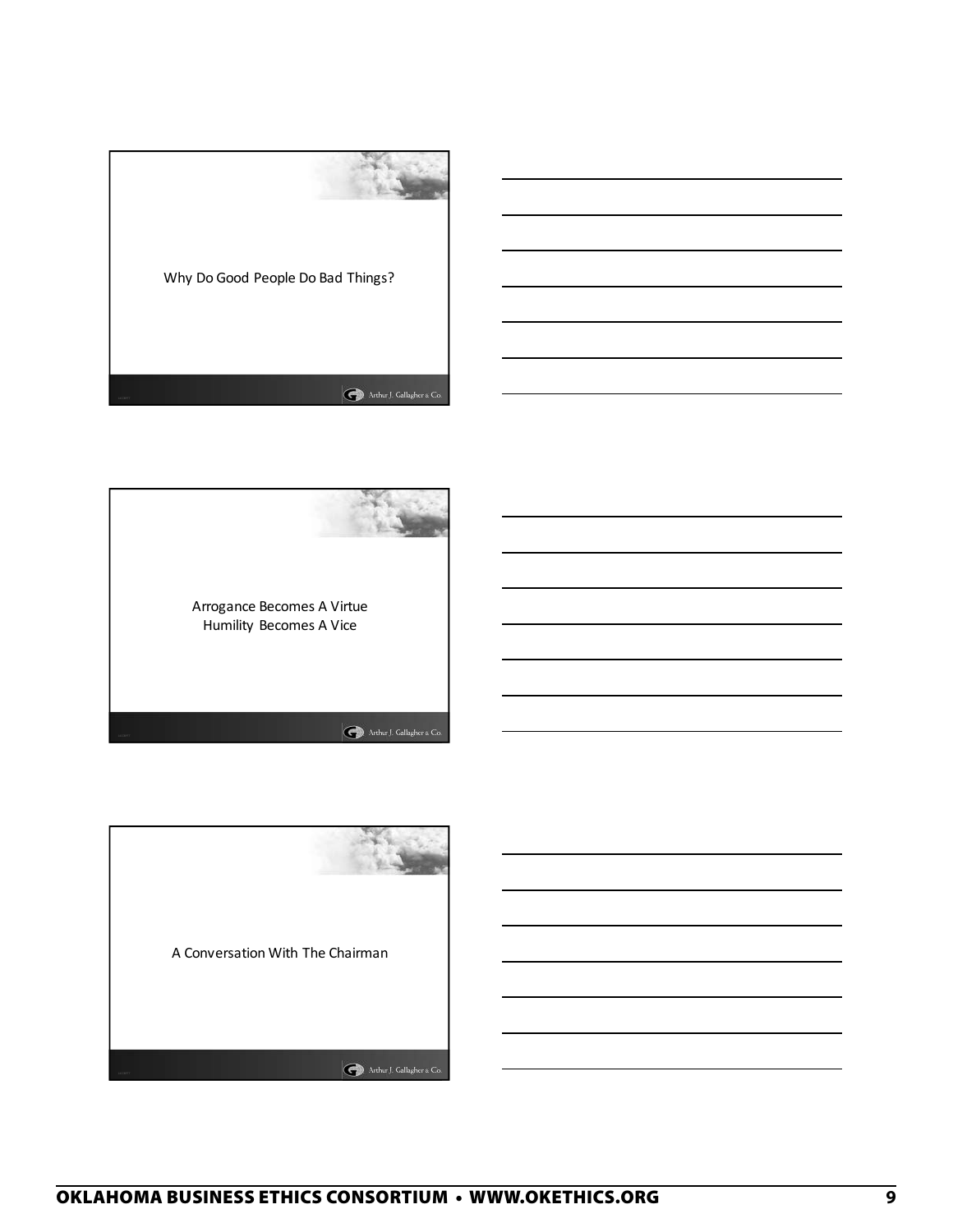Why Do Good People Do Bad Things?

Arrogance Becomes A Virtue
Humility Becomes A Vice

A Conversation With The Chairman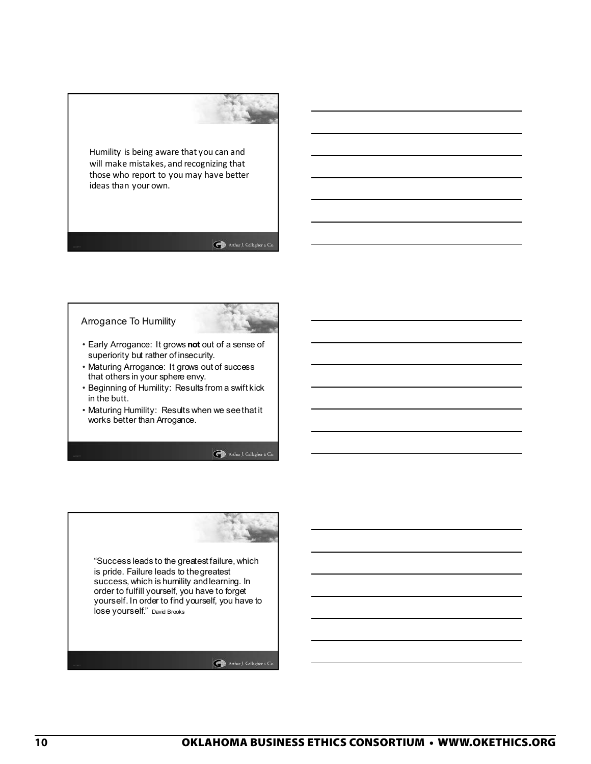Humility is being aware that you can and will make mistakes, and recognizing that those who report to you may have better ideas than your own.

## Arrogance To Humility

- Early Arrogance: It grows **not** out of a sense of superiority but rather of insecurity.
- Maturing Arrogance: It grows out of success that others in your sphere envy.
- Beginning of Humility: Results from a swift kick in the butt.
- Maturing Humility: Results when we see that it works better than Arrogance.

"Success leads to the greatest failure, which is pride. Failure leads to the greatest success, which is humility and learning. In order to fulfill yourself, you have to forget yourself. In order to find yourself, you have to lose yourself." David Brooks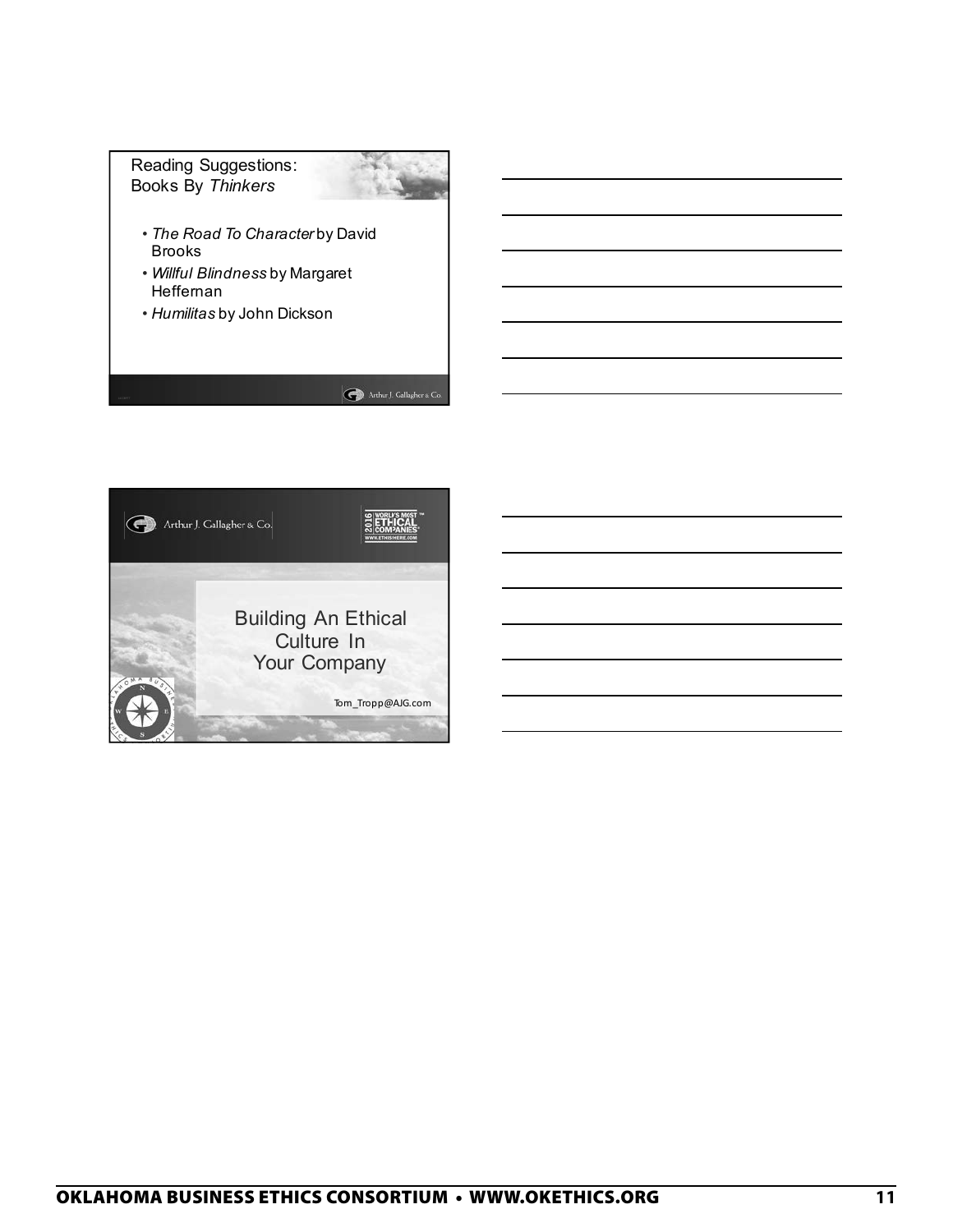## Reading Suggestions: Books By *Thinkers*

- *The Road To Character* by David Brooks
- *Willful Blindness* by Margaret Heffernan
- *Humilitas* by John Dickson

Arthur J. Gallagher & Co.

---

Arthur J. Gallagher & Co.

2016 World's Most Ethical Companies — www.ethisphere.com

## Building An Ethical Culture In Your Company

Tom_Tropp@AJG.com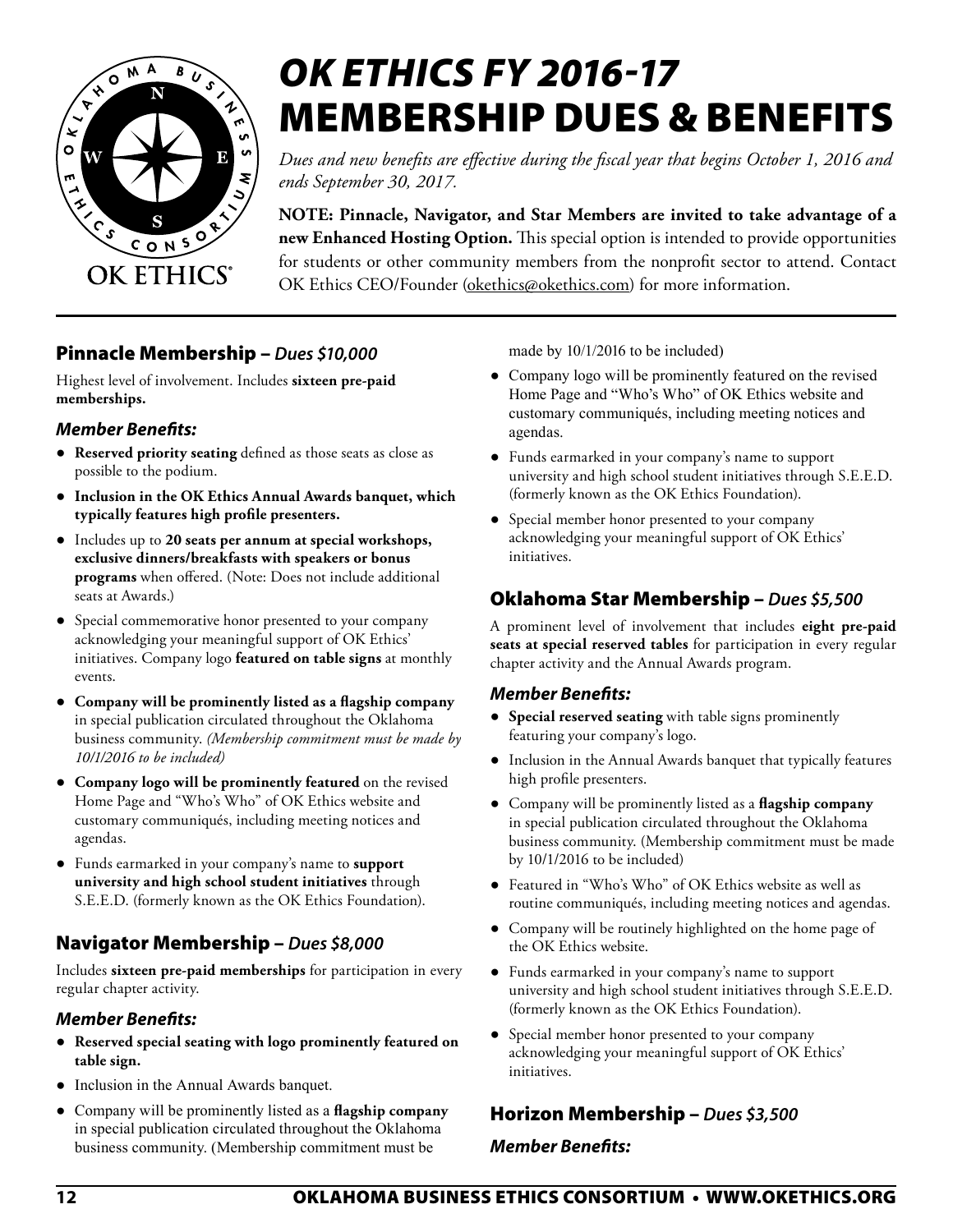# *OK ETHICS FY 2016-17* MEMBERSHIP DUES & BENEFITS

*Dues and new benefits are effective during the fiscal year that begins October 1, 2016 and ends September 30, 2017.*

**NOTE: Pinnacle, Navigator, and Star Members are invited to take advantage of a new Enhanced Hosting Option.** This special option is intended to provide opportunities for students or other community members from the nonprofit sector to attend. Contact OK Ethics CEO/Founder (okethics@okethics.com) for more information.

## Pinnacle Membership – *Dues $10,000*

Highest level of involvement. Includes **sixteen pre-paid memberships.**

### *Member Benefits:*

- **Reserved priority seating** defined as those seats as close as possible to the podium.
- **Inclusion in the OK Ethics Annual Awards banquet, which typically features high profile presenters.**
- Includes up to **20 seats per annum at special workshops, exclusive dinners/breakfasts with speakers or bonus programs** when offered. (Note: Does not include additional seats at Awards.)
- Special commemorative honor presented to your company acknowledging your meaningful support of OK Ethics' initiatives. Company logo **featured on table signs** at monthly events.
- **Company will be prominently listed as a flagship company** in special publication circulated throughout the Oklahoma business community. *(Membership commitment must be made by 10/1/2016 to be included)*
- **Company logo will be prominently featured** on the revised Home Page and "Who's Who" of OK Ethics website and customary communiqués, including meeting notices and agendas.
- Funds earmarked in your company's name to **support university and high school student initiatives** through S.E.E.D. (formerly known as the OK Ethics Foundation).

## Navigator Membership – *Dues $8,000*

Includes **sixteen pre-paid memberships** for participation in every regular chapter activity.

### *Member Benefits:*

- **Reserved special seating with logo prominently featured on table sign.**
- Inclusion in the Annual Awards banquet.
- Company will be prominently listed as a **flagship company** in special publication circulated throughout the Oklahoma business community. (Membership commitment must be made by 10/1/2016 to be included)
- Company logo will be prominently featured on the revised Home Page and "Who's Who" of OK Ethics website and customary communiqués, including meeting notices and agendas.
- Funds earmarked in your company's name to support university and high school student initiatives through S.E.E.D. (formerly known as the OK Ethics Foundation).
- Special member honor presented to your company acknowledging your meaningful support of OK Ethics' initiatives.

## Oklahoma Star Membership – *Dues $5,500*

A prominent level of involvement that includes **eight pre-paid seats at special reserved tables** for participation in every regular chapter activity and the Annual Awards program.

### *Member Benefits:*

- **Special reserved seating** with table signs prominently featuring your company's logo.
- Inclusion in the Annual Awards banquet that typically features high profile presenters.
- Company will be prominently listed as a **flagship company** in special publication circulated throughout the Oklahoma business community. (Membership commitment must be made by 10/1/2016 to be included)
- Featured in "Who's Who" of OK Ethics website as well as routine communiqués, including meeting notices and agendas.
- Company will be routinely highlighted on the home page of the OK Ethics website.
- Funds earmarked in your company's name to support university and high school student initiatives through S.E.E.D. (formerly known as the OK Ethics Foundation).
- Special member honor presented to your company acknowledging your meaningful support of OK Ethics' initiatives.

## Horizon Membership – *Dues $3,500*

### *Member Benefits:*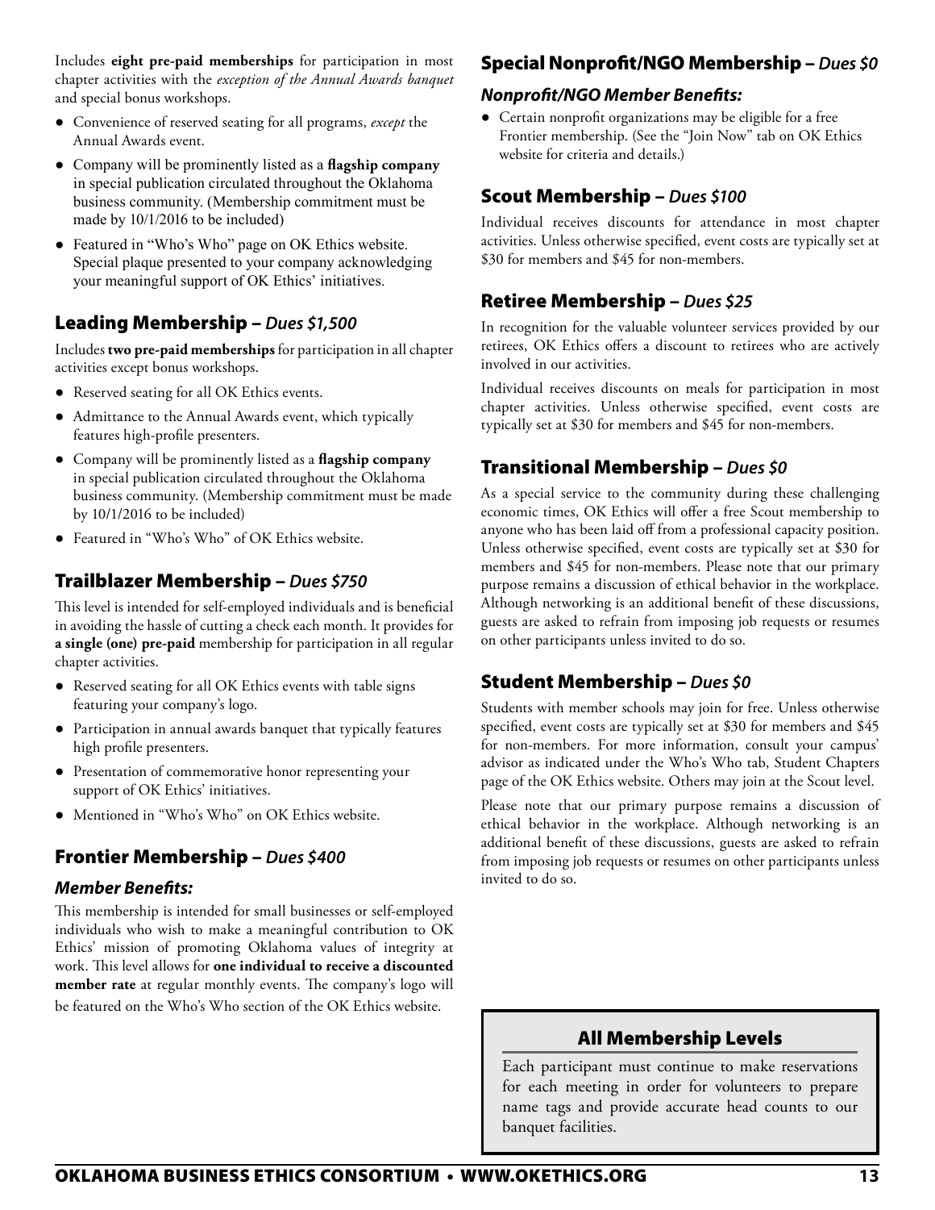Includes **eight pre-paid memberships** for participation in most chapter activities with the *exception of the Annual Awards banquet* and special bonus workshops.

- Convenience of reserved seating for all programs, *except* the Annual Awards event.
- Company will be prominently listed as a **flagship company** in special publication circulated throughout the Oklahoma business community. (Membership commitment must be made by 10/1/2016 to be included)
- Featured in "Who's Who" page on OK Ethics website. Special plaque presented to your company acknowledging your meaningful support of OK Ethics' initiatives.

## Leading Membership – *Dues $1,500*

Includes **two pre-paid memberships** for participation in all chapter activities except bonus workshops.

- Reserved seating for all OK Ethics events.
- Admittance to the Annual Awards event, which typically features high-profile presenters.
- Company will be prominently listed as a **flagship company** in special publication circulated throughout the Oklahoma business community. (Membership commitment must be made by 10/1/2016 to be included)
- Featured in "Who's Who" of OK Ethics website.

## Trailblazer Membership – *Dues $750*

This level is intended for self-employed individuals and is beneficial in avoiding the hassle of cutting a check each month. It provides for **a single (one) pre-paid** membership for participation in all regular chapter activities.

- Reserved seating for all OK Ethics events with table signs featuring your company's logo.
- Participation in annual awards banquet that typically features high profile presenters.
- Presentation of commemorative honor representing your support of OK Ethics' initiatives.
- Mentioned in "Who's Who" on OK Ethics website.

## Frontier Membership – *Dues $400*

### *Member Benefits:*

This membership is intended for small businesses or self-employed individuals who wish to make a meaningful contribution to OK Ethics' mission of promoting Oklahoma values of integrity at work. This level allows for **one individual to receive a discounted member rate** at regular monthly events. The company's logo will be featured on the Who's Who section of the OK Ethics website.

## Special Nonprofit/NGO Membership – *Dues $0*

### *Nonprofit/NGO Member Benefits:*

- Certain nonprofit organizations may be eligible for a free Frontier membership. (See the "Join Now" tab on OK Ethics website for criteria and details.)

## Scout Membership – *Dues $100*

Individual receives discounts for attendance in most chapter activities. Unless otherwise specified, event costs are typically set at $30 for members and $45 for non-members.

## Retiree Membership – *Dues $25*

In recognition for the valuable volunteer services provided by our retirees, OK Ethics offers a discount to retirees who are actively involved in our activities.

Individual receives discounts on meals for participation in most chapter activities. Unless otherwise specified, event costs are typically set at $30 for members and $45 for non-members.

## Transitional Membership – *Dues $0*

As a special service to the community during these challenging economic times, OK Ethics will offer a free Scout membership to anyone who has been laid off from a professional capacity position. Unless otherwise specified, event costs are typically set at $30 for members and $45 for non-members. Please note that our primary purpose remains a discussion of ethical behavior in the workplace. Although networking is an additional benefit of these discussions, guests are asked to refrain from imposing job requests or resumes on other participants unless invited to do so.

## Student Membership – *Dues $0*

Students with member schools may join for free. Unless otherwise specified, event costs are typically set at $30 for members and $45 for non-members. For more information, consult your campus' advisor as indicated under the Who's Who tab, Student Chapters page of the OK Ethics website. Others may join at the Scout level.

Please note that our primary purpose remains a discussion of ethical behavior in the workplace. Although networking is an additional benefit of these discussions, guests are asked to refrain from imposing job requests or resumes on other participants unless invited to do so.

## All Membership Levels

Each participant must continue to make reservations for each meeting in order for volunteers to prepare name tags and provide accurate head counts to our banquet facilities.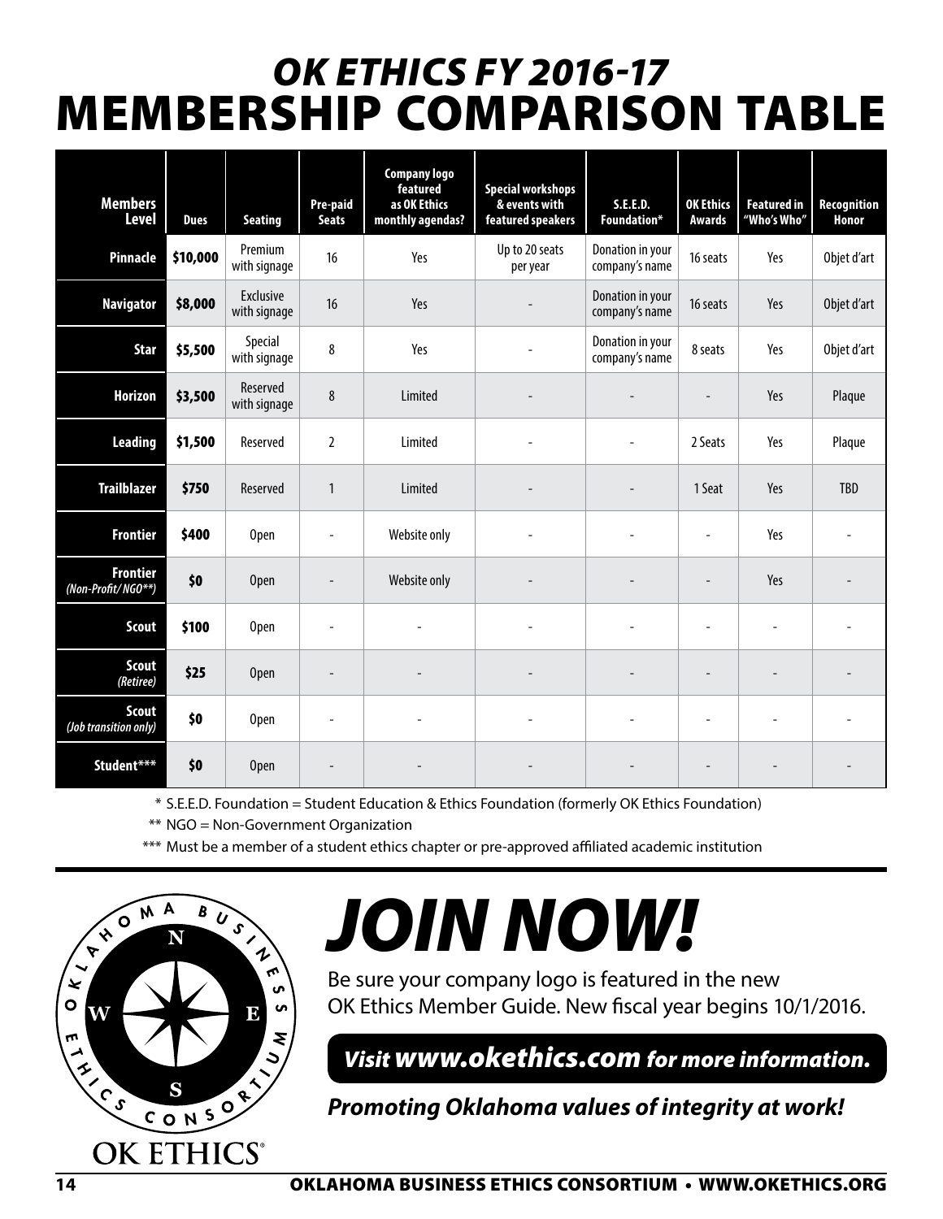# *OK ETHICS FY 2016-17*
# MEMBERSHIP COMPARISON TABLE

| Members Level | Dues | Seating | Pre-paid Seats | Company logo featured as OK Ethics monthly agendas? | Special workshops & events with featured speakers | S.E.E.D. Foundation* | OK Ethics Awards | Featured in "Who's Who" | Recognition Honor |
|---|---|---|---|---|---|---|---|---|---|
| **Pinnacle** | **$10,000** | Premium with signage | 16 | Yes | Up to 20 seats per year | Donation in your company's name | 16 seats | Yes | Objet d'art |
| **Navigator** | **$8,000** | Exclusive with signage | 16 | Yes | - | Donation in your company's name | 16 seats | Yes | Objet d'art |
| **Star** | **$5,500** | Special with signage | 8 | Yes | - | Donation in your company's name | 8 seats | Yes | Objet d'art |
| **Horizon** | **$3,500** | Reserved with signage | 8 | Limited | - | - | - | Yes | Plaque |
| **Leading** | **$1,500** | Reserved | 2 | Limited | - | - | 2 Seats | Yes | Plaque |
| **Trailblazer** | **$750** | Reserved | 1 | Limited | - | - | 1 Seat | Yes | TBD |
| **Frontier** | **$400** | Open | - | Website only | - | - | - | Yes | - |
| **Frontier** *(Non-Profit/ NGO**)* | **$0** | Open | - | Website only | - | - | - | Yes | - |
| **Scout** | **$100** | Open | - | - | - | - | - | - | - |
| **Scout** *(Retiree)* | **$25** | Open | - | - | - | - | - | - | - |
| **Scout** *(Job transition only)* | **$0** | Open | - | - | - | - | - | - | - |
| **Student*** ** | **$0** | Open | - | - | - | - | - | - | - |

\* S.E.E.D. Foundation = Student Education & Ethics Foundation (formerly OK Ethics Foundation)

** NGO = Non-Government Organization

*** Must be a member of a student ethics chapter or pre-approved affiliated academic institution

OKLAHOMA BUSINESS ETHICS CONSORTIUM

OK ETHICS®

# *JOIN NOW!*

Be sure your company logo is featured in the new OK Ethics Member Guide. New fiscal year begins 10/1/2016.

***Visit www.okethics.com for more information.***

***Promoting Oklahoma values of integrity at work!***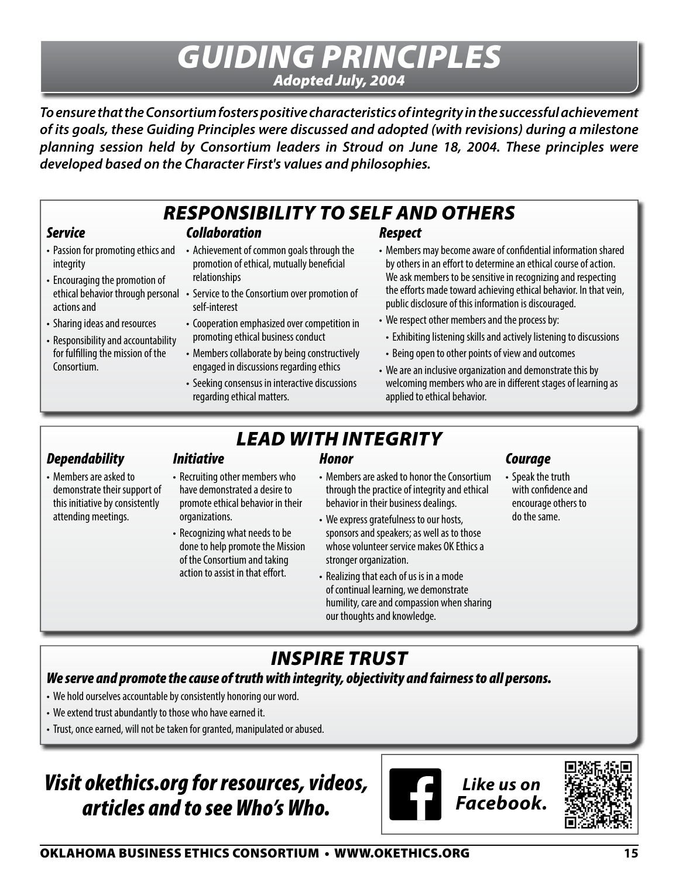# GUIDING PRINCIPLES

***Adopted July, 2004***

***To ensure that the Consortium fosters positive characteristics of integrity in the successful achievement of its goals, these Guiding Principles were discussed and adopted (with revisions) during a milestone planning session held by Consortium leaders in Stroud on June 18, 2004. These principles were developed based on the Character First's values and philosophies.***

## RESPONSIBILITY TO SELF AND OTHERS

### Service

- Passion for promoting ethics and integrity
- Encouraging the promotion of ethical behavior through personal actions and
- Sharing ideas and resources
- Responsibility and accountability for fulfilling the mission of the Consortium.

### Collaboration

- Achievement of common goals through the promotion of ethical, mutually beneficial relationships
- Service to the Consortium over promotion of self-interest
- Cooperation emphasized over competition in promoting ethical business conduct
- Members collaborate by being constructively engaged in discussions regarding ethics
- Seeking consensus in interactive discussions regarding ethical matters.

### Respect

- Members may become aware of confidential information shared by others in an effort to determine an ethical course of action. We ask members to be sensitive in recognizing and respecting the efforts made toward achieving ethical behavior. In that vein, public disclosure of this information is discouraged.
- We respect other members and the process by:
  - Exhibiting listening skills and actively listening to discussions
  - Being open to other points of view and outcomes
- We are an inclusive organization and demonstrate this by welcoming members who are in different stages of learning as applied to ethical behavior.

## LEAD WITH INTEGRITY

### Dependability

- Members are asked to demonstrate their support of this initiative by consistently attending meetings.

### Initiative

- Recruiting other members who have demonstrated a desire to promote ethical behavior in their organizations.
- Recognizing what needs to be done to help promote the Mission of the Consortium and taking action to assist in that effort.

### Honor

- Members are asked to honor the Consortium through the practice of integrity and ethical behavior in their business dealings.
- We express gratefulness to our hosts, sponsors and speakers; as well as to those whose volunteer service makes OK Ethics a stronger organization.
- Realizing that each of us is in a mode of continual learning, we demonstrate humility, care and compassion when sharing our thoughts and knowledge.

### Courage

- Speak the truth with confidence and encourage others to do the same.

## INSPIRE TRUST

***We serve and promote the cause of truth with integrity, objectivity and fairness to all persons.***

- We hold ourselves accountable by consistently honoring our word.
- We extend trust abundantly to those who have earned it.
- Trust, once earned, will not be taken for granted, manipulated or abused.

***Visit okethics.org for resources, videos, articles and to see Who's Who.***

***Like us on Facebook.***